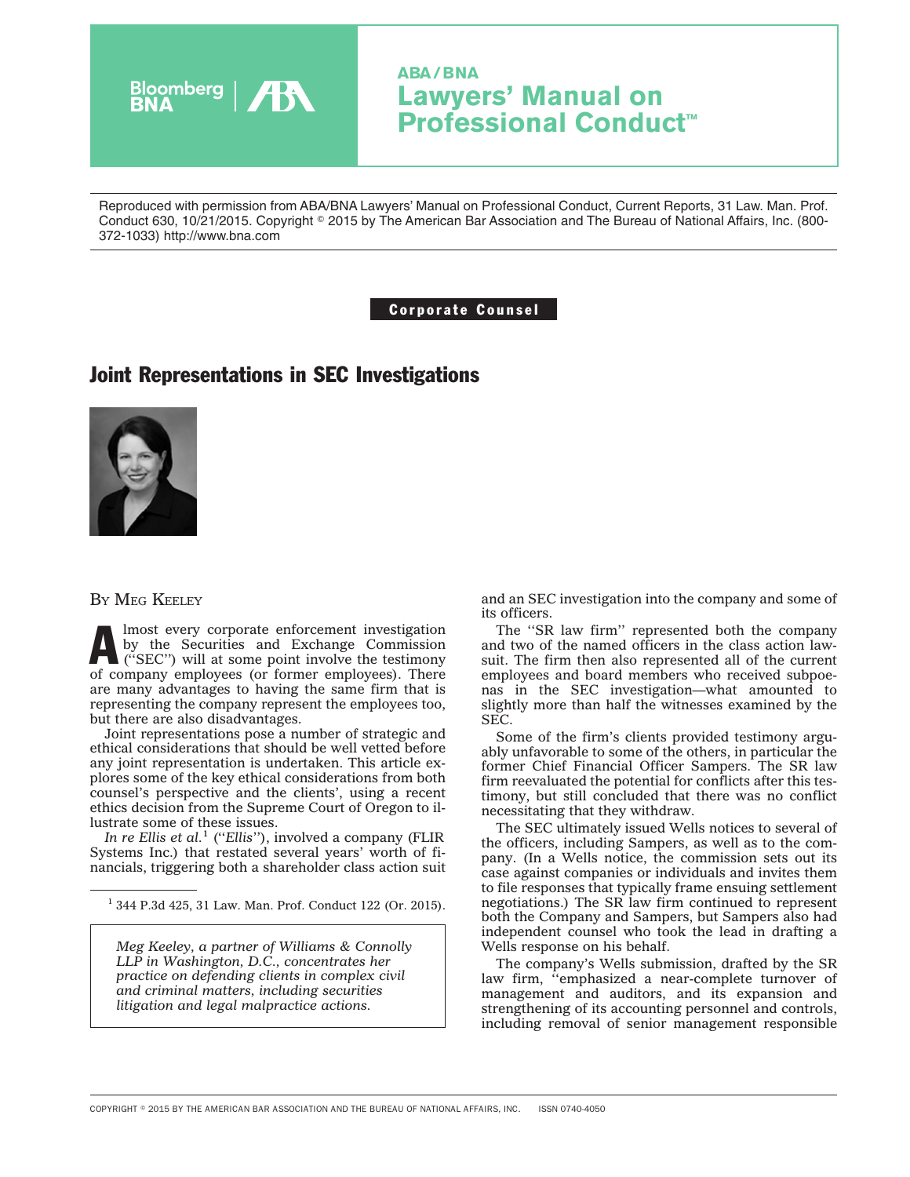ABA/BNA
# Lawyers' Manual on Professional Conduct™

Reproduced with permission from ABA/BNA Lawyers' Manual on Professional Conduct, Current Reports, 31 Law. Man. Prof. Conduct 630, 10/21/2015. Copyright © 2015 by The American Bar Association and The Bureau of National Affairs, Inc. (800-372-1033) http://www.bna.com

**Corporate Counsel**

## Joint Representations in SEC Investigations

BY MEG KEELEY

Almost every corporate enforcement investigation by the Securities and Exchange Commission ("SEC") will at some point involve the testimony of company employees (or former employees). There are many advantages to having the same firm that is representing the company represent the employees too, but there are also disadvantages.

Joint representations pose a number of strategic and ethical considerations that should be well vetted before any joint representation is undertaken. This article explores some of the key ethical considerations from both counsel's perspective and the clients', using a recent ethics decision from the Supreme Court of Oregon to illustrate some of these issues.

*In re Ellis et al.*[1] ("*Ellis*"), involved a company (FLIR Systems Inc.) that restated several years' worth of financials, triggering both a shareholder class action suit and an SEC investigation into the company and some of its officers.

The "SR law firm" represented both the company and two of the named officers in the class action lawsuit. The firm then also represented all of the current employees and board members who received subpoenas in the SEC investigation—what amounted to slightly more than half the witnesses examined by the SEC.

Some of the firm's clients provided testimony arguably unfavorable to some of the others, in particular the former Chief Financial Officer Sampers. The SR law firm reevaluated the potential for conflicts after this testimony, but still concluded that there was no conflict necessitating that they withdraw.

The SEC ultimately issued Wells notices to several of the officers, including Sampers, as well as to the company. (In a Wells notice, the commission sets out its case against companies or individuals and invites them to file responses that typically frame ensuing settlement negotiations.) The SR law firm continued to represent both the Company and Sampers, but Sampers also had independent counsel who took the lead in drafting a Wells response on his behalf.

The company's Wells submission, drafted by the SR law firm, "emphasized a near-complete turnover of management and auditors, and its expansion and strengthening of its accounting personnel and controls, including removal of senior management responsible

[1] 344 P.3d 425, 31 Law. Man. Prof. Conduct 122 (Or. 2015).

*Meg Keeley, a partner of Williams & Connolly LLP in Washington, D.C., concentrates her practice on defending clients in complex civil and criminal matters, including securities litigation and legal malpractice actions.*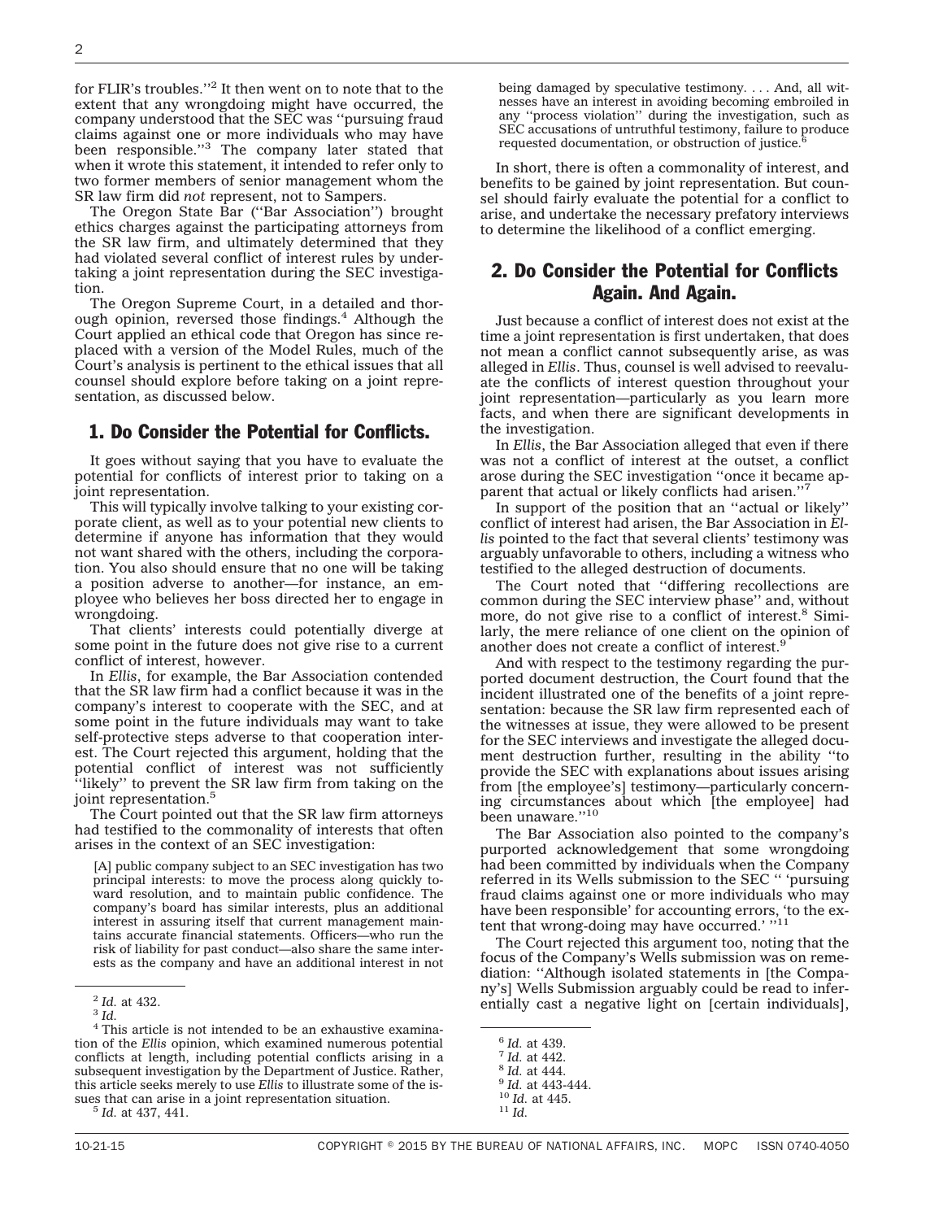for FLIR's troubles.''[2] It then went on to note that to the extent that any wrongdoing might have occurred, the company understood that the SEC was ''pursuing fraud claims against one or more individuals who may have been responsible.''[3] The company later stated that when it wrote this statement, it intended to refer only to two former members of senior management whom the SR law firm did *not* represent, not to Sampers.

The Oregon State Bar (''Bar Association'') brought ethics charges against the participating attorneys from the SR law firm, and ultimately determined that they had violated several conflict of interest rules by undertaking a joint representation during the SEC investigation.

The Oregon Supreme Court, in a detailed and thorough opinion, reversed those findings.[4] Although the Court applied an ethical code that Oregon has since replaced with a version of the Model Rules, much of the Court's analysis is pertinent to the ethical issues that all counsel should explore before taking on a joint representation, as discussed below.

## 1. Do Consider the Potential for Conflicts.

It goes without saying that you have to evaluate the potential for conflicts of interest prior to taking on a joint representation.

This will typically involve talking to your existing corporate client, as well as to your potential new clients to determine if anyone has information that they would not want shared with the others, including the corporation. You also should ensure that no one will be taking a position adverse to another—for instance, an employee who believes her boss directed her to engage in wrongdoing.

That clients' interests could potentially diverge at some point in the future does not give rise to a current conflict of interest, however.

In *Ellis*, for example, the Bar Association contended that the SR law firm had a conflict because it was in the company's interest to cooperate with the SEC, and at some point in the future individuals may want to take self-protective steps adverse to that cooperation interest. The Court rejected this argument, holding that the potential conflict of interest was not sufficiently ''likely'' to prevent the SR law firm from taking on the joint representation.[5]

The Court pointed out that the SR law firm attorneys had testified to the commonality of interests that often arises in the context of an SEC investigation:

> [A] public company subject to an SEC investigation has two principal interests: to move the process along quickly toward resolution, and to maintain public confidence. The company's board has similar interests, plus an additional interest in assuring itself that current management maintains accurate financial statements. Officers—who run the risk of liability for past conduct—also share the same interests as the company and have an additional interest in not being damaged by speculative testimony. . . . And, all witnesses have an interest in avoiding becoming embroiled in any ''process violation'' during the investigation, such as SEC accusations of untruthful testimony, failure to produce requested documentation, or obstruction of justice.[6]

In short, there is often a commonality of interest, and benefits to be gained by joint representation. But counsel should fairly evaluate the potential for a conflict to arise, and undertake the necessary prefatory interviews to determine the likelihood of a conflict emerging.

## 2. Do Consider the Potential for Conflicts Again. And Again.

Just because a conflict of interest does not exist at the time a joint representation is first undertaken, that does not mean a conflict cannot subsequently arise, as was alleged in *Ellis*. Thus, counsel is well advised to reevaluate the conflicts of interest question throughout your joint representation—particularly as you learn more facts, and when there are significant developments in the investigation.

In *Ellis*, the Bar Association alleged that even if there was not a conflict of interest at the outset, a conflict arose during the SEC investigation ''once it became apparent that actual or likely conflicts had arisen.''[7]

In support of the position that an ''actual or likely'' conflict of interest had arisen, the Bar Association in *Ellis* pointed to the fact that several clients' testimony was arguably unfavorable to others, including a witness who testified to the alleged destruction of documents.

The Court noted that ''differing recollections are common during the SEC interview phase'' and, without more, do not give rise to a conflict of interest.[8] Similarly, the mere reliance of one client on the opinion of another does not create a conflict of interest.[9]

And with respect to the testimony regarding the purported document destruction, the Court found that the incident illustrated one of the benefits of a joint representation: because the SR law firm represented each of the witnesses at issue, they were allowed to be present for the SEC interviews and investigate the alleged document destruction further, resulting in the ability ''to provide the SEC with explanations about issues arising from [the employee's] testimony—particularly concerning circumstances about which [the employee] had been unaware.''[10]

The Bar Association also pointed to the company's purported acknowledgement that some wrongdoing had been committed by individuals when the Company referred in its Wells submission to the SEC '' 'pursuing fraud claims against one or more individuals who may have been responsible' for accounting errors, 'to the extent that wrong-doing may have occurred.' ''[11]

The Court rejected this argument too, noting that the focus of the Company's Wells submission was on remediation: ''Although isolated statements in [the Company's] Wells Submission arguably could be read to inferentially cast a negative light on [certain individuals],

---

[2] *Id.* at 432.

[3] *Id.*

[4] This article is not intended to be an exhaustive examination of the *Ellis* opinion, which examined numerous potential conflicts at length, including potential conflicts arising in a subsequent investigation by the Department of Justice. Rather, this article seeks merely to use *Ellis* to illustrate some of the issues that can arise in a joint representation situation.

[5] *Id.* at 437, 441.

[6] *Id.* at 439.

[7] *Id.* at 442.

[8] *Id.* at 444.

[9] *Id.* at 443-444.

[10] *Id.* at 445.

[11] *Id.*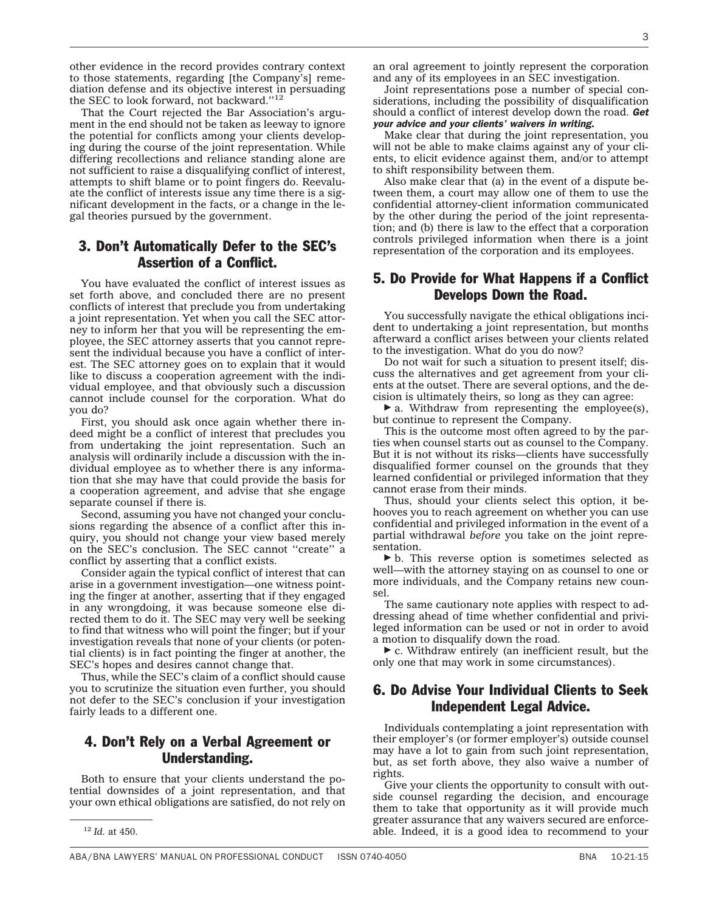other evidence in the record provides contrary context to those statements, regarding [the Company's] remediation defense and its objective interest in persuading the SEC to look forward, not backward.''[12]

That the Court rejected the Bar Association's argument in the end should not be taken as leeway to ignore the potential for conflicts among your clients developing during the course of the joint representation. While differing recollections and reliance standing alone are not sufficient to raise a disqualifying conflict of interest, attempts to shift blame or to point fingers do. Reevaluate the conflict of interests issue any time there is a significant development in the facts, or a change in the legal theories pursued by the government.

## 3. Don't Automatically Defer to the SEC's Assertion of a Conflict.

You have evaluated the conflict of interest issues as set forth above, and concluded there are no present conflicts of interest that preclude you from undertaking a joint representation. Yet when you call the SEC attorney to inform her that you will be representing the employee, the SEC attorney asserts that you cannot represent the individual because you have a conflict of interest. The SEC attorney goes on to explain that it would like to discuss a cooperation agreement with the individual employee, and that obviously such a discussion cannot include counsel for the corporation. What do you do?

First, you should ask once again whether there indeed might be a conflict of interest that precludes you from undertaking the joint representation. Such an analysis will ordinarily include a discussion with the individual employee as to whether there is any information that she may have that could provide the basis for a cooperation agreement, and advise that she engage separate counsel if there is.

Second, assuming you have not changed your conclusions regarding the absence of a conflict after this inquiry, you should not change your view based merely on the SEC's conclusion. The SEC cannot ''create'' a conflict by asserting that a conflict exists.

Consider again the typical conflict of interest that can arise in a government investigation—one witness pointing the finger at another, asserting that if they engaged in any wrongdoing, it was because someone else directed them to do it. The SEC may very well be seeking to find that witness who will point the finger; but if your investigation reveals that none of your clients (or potential clients) is in fact pointing the finger at another, the SEC's hopes and desires cannot change that.

Thus, while the SEC's claim of a conflict should cause you to scrutinize the situation even further, you should not defer to the SEC's conclusion if your investigation fairly leads to a different one.

## 4. Don't Rely on a Verbal Agreement or Understanding.

Both to ensure that your clients understand the potential downsides of a joint representation, and that your own ethical obligations are satisfied, do not rely on an oral agreement to jointly represent the corporation and any of its employees in an SEC investigation.

Joint representations pose a number of special considerations, including the possibility of disqualification should a conflict of interest develop down the road. ***Get your advice and your clients' waivers in writing.***

Make clear that during the joint representation, you will not be able to make claims against any of your clients, to elicit evidence against them, and/or to attempt to shift responsibility between them.

Also make clear that (a) in the event of a dispute between them, a court may allow one of them to use the confidential attorney-client information communicated by the other during the period of the joint representation; and (b) there is law to the effect that a corporation controls privileged information when there is a joint representation of the corporation and its employees.

## 5. Do Provide for What Happens if a Conflict Develops Down the Road.

You successfully navigate the ethical obligations incident to undertaking a joint representation, but months afterward a conflict arises between your clients related to the investigation. What do you do now?

Do not wait for such a situation to present itself; discuss the alternatives and get agreement from your clients at the outset. There are several options, and the decision is ultimately theirs, so long as they can agree:

► a. Withdraw from representing the employee(s), but continue to represent the Company.

This is the outcome most often agreed to by the parties when counsel starts out as counsel to the Company. But it is not without its risks—clients have successfully disqualified former counsel on the grounds that they learned confidential or privileged information that they cannot erase from their minds.

Thus, should your clients select this option, it behooves you to reach agreement on whether you can use confidential and privileged information in the event of a partial withdrawal *before* you take on the joint representation.

► b. This reverse option is sometimes selected as well—with the attorney staying on as counsel to one or more individuals, and the Company retains new counsel.

The same cautionary note applies with respect to addressing ahead of time whether confidential and privileged information can be used or not in order to avoid a motion to disqualify down the road.

► c. Withdraw entirely (an inefficient result, but the only one that may work in some circumstances).

## 6. Do Advise Your Individual Clients to Seek Independent Legal Advice.

Individuals contemplating a joint representation with their employer's (or former employer's) outside counsel may have a lot to gain from such joint representation, but, as set forth above, they also waive a number of rights.

Give your clients the opportunity to consult with outside counsel regarding the decision, and encourage them to take that opportunity as it will provide much greater assurance that any waivers secured are enforceable. Indeed, it is a good idea to recommend to your

[12] *Id.* at 450.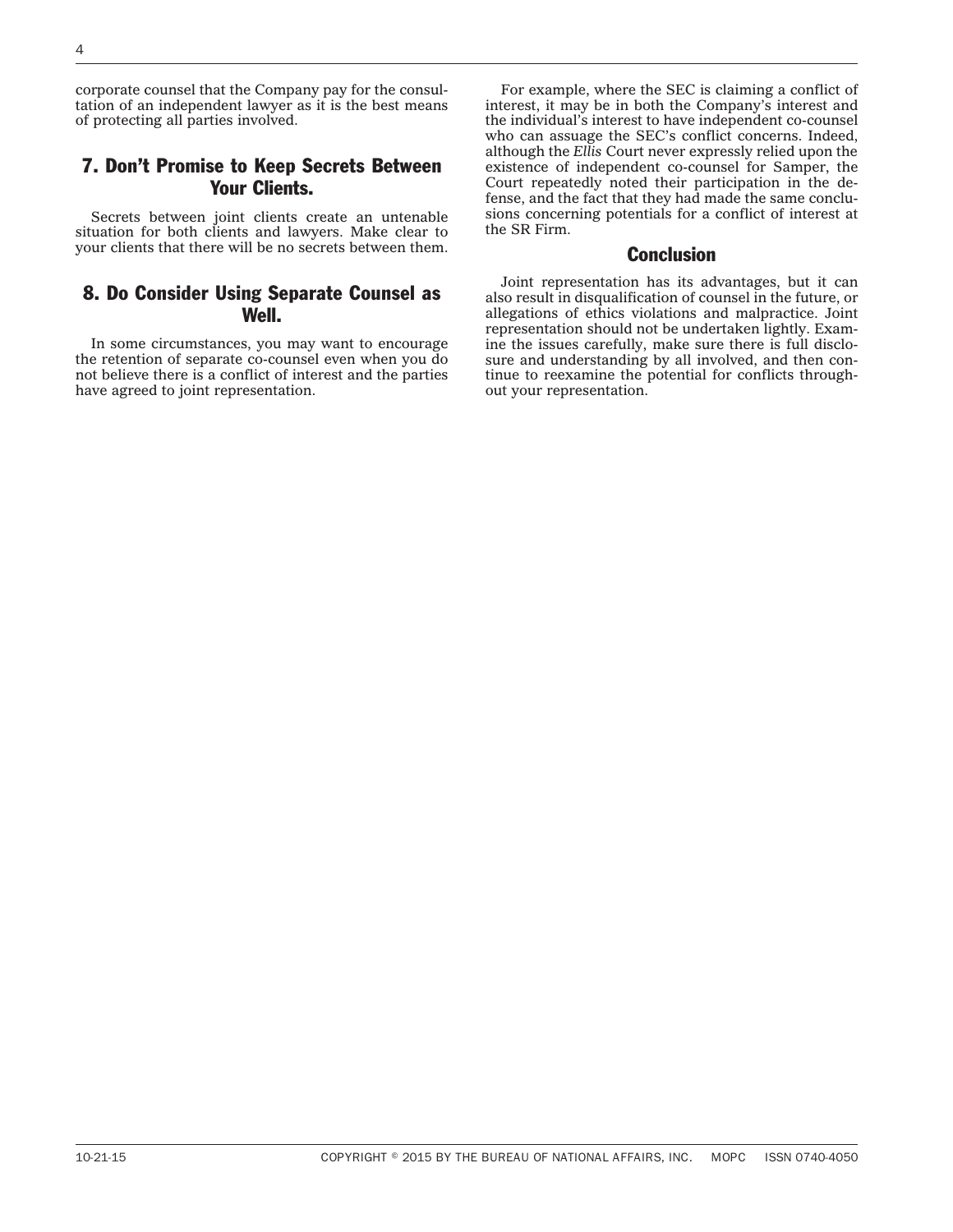corporate counsel that the Company pay for the consultation of an independent lawyer as it is the best means of protecting all parties involved.

## 7. Don't Promise to Keep Secrets Between Your Clients.

Secrets between joint clients create an untenable situation for both clients and lawyers. Make clear to your clients that there will be no secrets between them.

## 8. Do Consider Using Separate Counsel as Well.

In some circumstances, you may want to encourage the retention of separate co-counsel even when you do not believe there is a conflict of interest and the parties have agreed to joint representation.

For example, where the SEC is claiming a conflict of interest, it may be in both the Company's interest and the individual's interest to have independent co-counsel who can assuage the SEC's conflict concerns. Indeed, although the *Ellis* Court never expressly relied upon the existence of independent co-counsel for Samper, the Court repeatedly noted their participation in the defense, and the fact that they had made the same conclusions concerning potentials for a conflict of interest at the SR Firm.

## Conclusion

Joint representation has its advantages, but it can also result in disqualification of counsel in the future, or allegations of ethics violations and malpractice. Joint representation should not be undertaken lightly. Examine the issues carefully, make sure there is full disclosure and understanding by all involved, and then continue to reexamine the potential for conflicts throughout your representation.